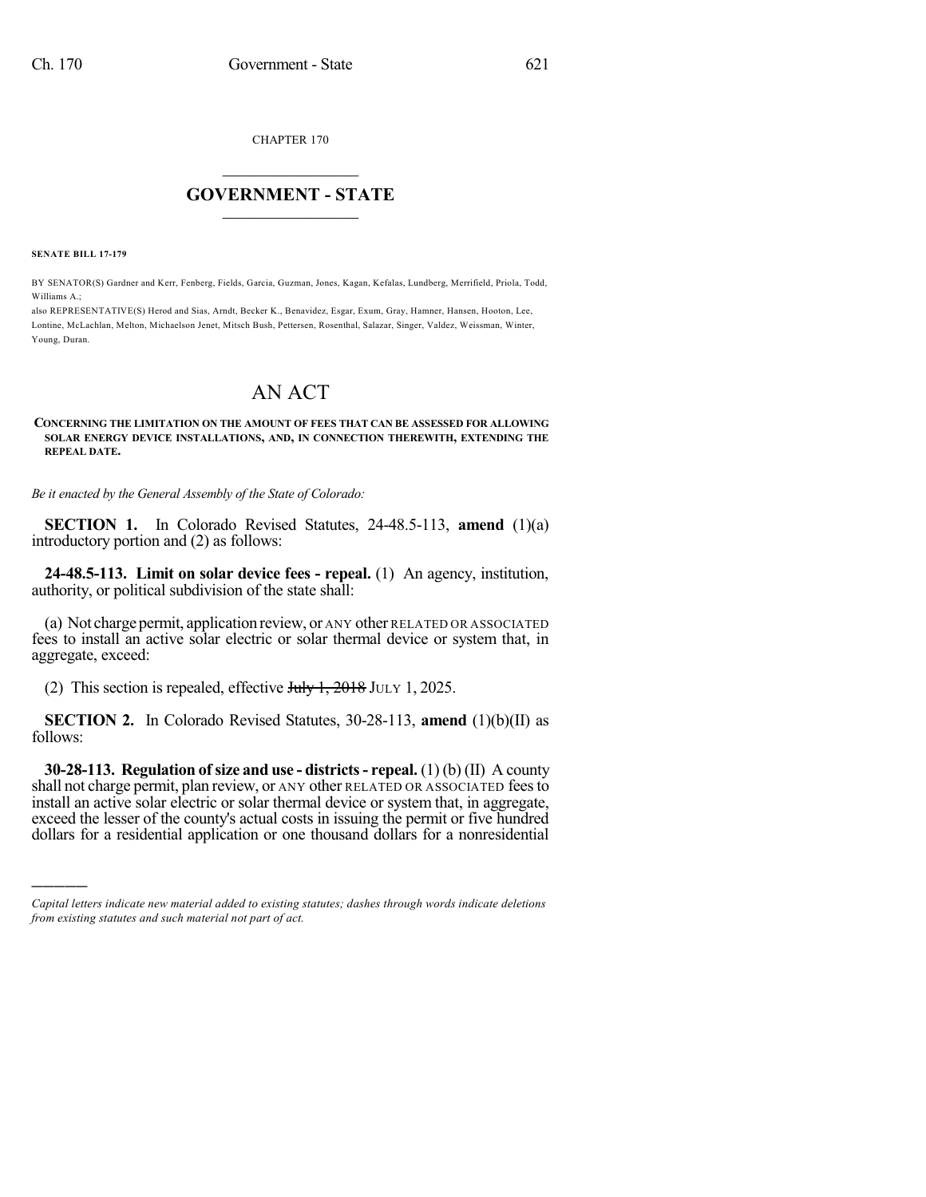CHAPTER 170

## GOVERNMENT - STATE

**SENATE BILL 17-179**

BY SENATOR(S) Gardner and Kerr, Fenberg, Fields, Garcia, Guzman, Jones, Kagan, Kefalas, Lundberg, Merrifield, Priola, Todd, Williams A.;

also REPRESENTATIVE(S) Herod and Sias, Arndt, Becker K., Benavidez, Esgar, Exum, Gray, Hamner, Hansen, Hooton, Lee, Lontine, McLachlan, Melton, Michaelson Jenet, Mitsch Bush, Pettersen, Rosenthal, Salazar, Singer, Valdez, Weissman, Winter, Young, Duran.

# AN ACT

**CONCERNING THE LIMITATION ON THE AMOUNT OF FEES THAT CAN BE ASSESSED FOR ALLOWING SOLAR ENERGY DEVICE INSTALLATIONS, AND, IN CONNECTION THEREWITH, EXTENDING THE REPEAL DATE.**

*Be it enacted by the General Assembly of the State of Colorado:*

**SECTION 1.** In Colorado Revised Statutes, 24-48.5-113, **amend** (1)(a) introductory portion and (2) as follows:

**24-48.5-113. Limit on solar device fees - repeal.** (1) An agency, institution, authority, or political subdivision of the state shall:

(a) Not charge permit, application review, or ANY other RELATED OR ASSOCIATED fees to install an active solar electric or solar thermal device or system that, in aggregate, exceed:

(2) This section is repealed, effective ~~July 1, 2018~~ JULY 1, 2025.

**SECTION 2.** In Colorado Revised Statutes, 30-28-113, **amend** (1)(b)(II) as follows:

**30-28-113. Regulation of size and use - districts - repeal.** (1) (b) (II) A county shall not charge permit, plan review, or ANY other RELATED OR ASSOCIATED fees to install an active solar electric or solar thermal device or system that, in aggregate, exceed the lesser of the county's actual costs in issuing the permit or five hundred dollars for a residential application or one thousand dollars for a nonresidential

*Capital letters indicate new material added to existing statutes; dashes through words indicate deletions from existing statutes and such material not part of act.*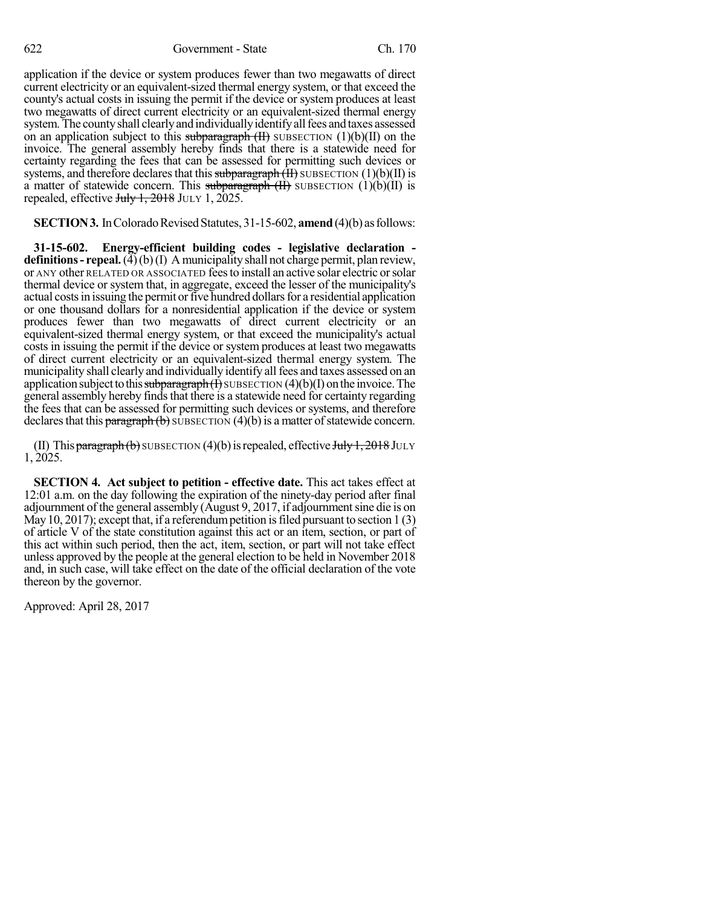application if the device or system produces fewer than two megawatts of direct current electricity or an equivalent-sized thermal energy system, or that exceed the county's actual costs in issuing the permit if the device or system produces at least two megawatts of direct current electricity or an equivalent-sized thermal energy system. The county shall clearly and individually identify all fees and taxes assessed on an application subject to this ~~subparagraph (II)~~ SUBSECTION (1)(b)(II) on the invoice. The general assembly hereby finds that there is a statewide need for certainty regarding the fees that can be assessed for permitting such devices or systems, and therefore declares that this ~~subparagraph (II)~~ SUBSECTION (1)(b)(II) is a matter of statewide concern. This ~~subparagraph (II)~~ SUBSECTION (1)(b)(II) is repealed, effective ~~July 1, 2018~~ JULY 1, 2025.

**SECTION 3.** In Colorado Revised Statutes, 31-15-602, **amend** (4)(b) as follows:

**31-15-602. Energy-efficient building codes - legislative declaration - definitions - repeal.** (4) (b) (I) A municipality shall not charge permit, plan review, or ANY other RELATED OR ASSOCIATED fees to install an active solar electric or solar thermal device or system that, in aggregate, exceed the lesser of the municipality's actual costs in issuing the permit or five hundred dollars for a residential application or one thousand dollars for a nonresidential application if the device or system produces fewer than two megawatts of direct current electricity or an equivalent-sized thermal energy system, or that exceed the municipality's actual costs in issuing the permit if the device or system produces at least two megawatts of direct current electricity or an equivalent-sized thermal energy system. The municipality shall clearly and individually identify all fees and taxes assessed on an application subject to this ~~subparagraph (I)~~ SUBSECTION (4)(b)(I) on the invoice. The general assembly hereby finds that there is a statewide need for certainty regarding the fees that can be assessed for permitting such devices or systems, and therefore declares that this ~~paragraph (b)~~ SUBSECTION (4)(b) is a matter of statewide concern.

(II) This ~~paragraph (b)~~ SUBSECTION (4)(b) is repealed, effective ~~July 1, 2018~~ JULY 1, 2025.

**SECTION 4. Act subject to petition - effective date.** This act takes effect at 12:01 a.m. on the day following the expiration of the ninety-day period after final adjournment of the general assembly (August 9, 2017, if adjournment sine die is on May 10, 2017); except that, if a referendum petition is filed pursuant to section 1 (3) of article V of the state constitution against this act or an item, section, or part of this act within such period, then the act, item, section, or part will not take effect unless approved by the people at the general election to be held in November 2018 and, in such case, will take effect on the date of the official declaration of the vote thereon by the governor.

Approved: April 28, 2017